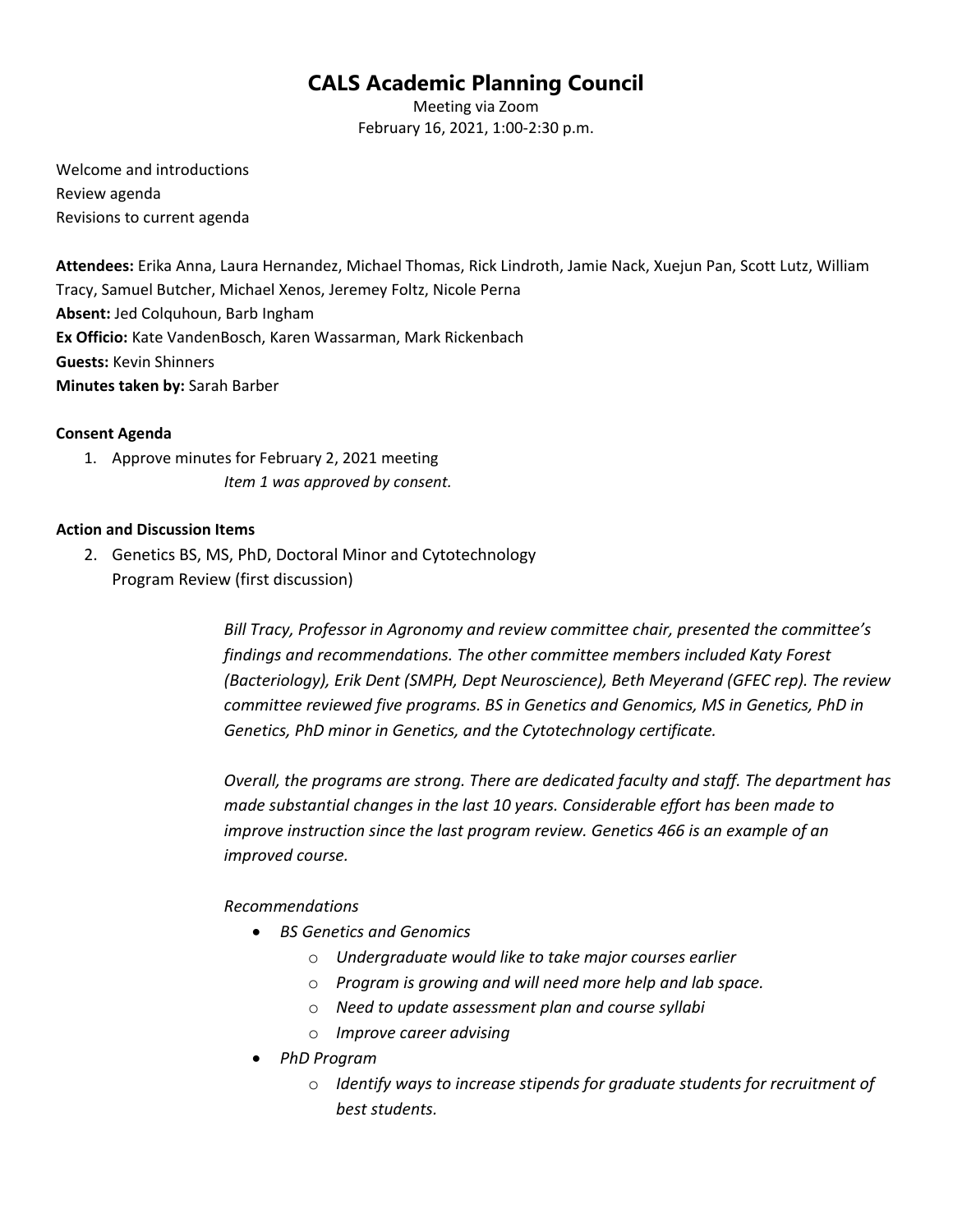# CALS Academic Planning Council

Meeting via Zoom
February 16, 2021, 1:00-2:30 p.m.

Welcome and introductions
Review agenda
Revisions to current agenda

**Attendees:** Erika Anna, Laura Hernandez, Michael Thomas, Rick Lindroth, Jamie Nack, Xuejun Pan, Scott Lutz, William Tracy, Samuel Butcher, Michael Xenos, Jeremey Foltz, Nicole Perna
**Absent:** Jed Colquhoun, Barb Ingham
**Ex Officio:** Kate VandenBosch, Karen Wassarman, Mark Rickenbach
**Guests:** Kevin Shinners
**Minutes taken by:** Sarah Barber

**Consent Agenda**

1. Approve minutes for February 2, 2021 meeting

   *Item 1 was approved by consent.*

**Action and Discussion Items**

2. Genetics BS, MS, PhD, Doctoral Minor and Cytotechnology Program Review (first discussion)

   *Bill Tracy, Professor in Agronomy and review committee chair, presented the committee's findings and recommendations. The other committee members included Katy Forest (Bacteriology), Erik Dent (SMPH, Dept Neuroscience), Beth Meyerand (GFEC rep). The review committee reviewed five programs. BS in Genetics and Genomics, MS in Genetics, PhD in Genetics, PhD minor in Genetics, and the Cytotechnology certificate.*

   *Overall, the programs are strong. There are dedicated faculty and staff. The department has made substantial changes in the last 10 years. Considerable effort has been made to improve instruction since the last program review. Genetics 466 is an example of an improved course.*

   *Recommendations*

   - *BS Genetics and Genomics*
     - *Undergraduate would like to take major courses earlier*
     - *Program is growing and will need more help and lab space.*
     - *Need to update assessment plan and course syllabi*
     - *Improve career advising*
   - *PhD Program*
     - *Identify ways to increase stipends for graduate students for recruitment of best students.*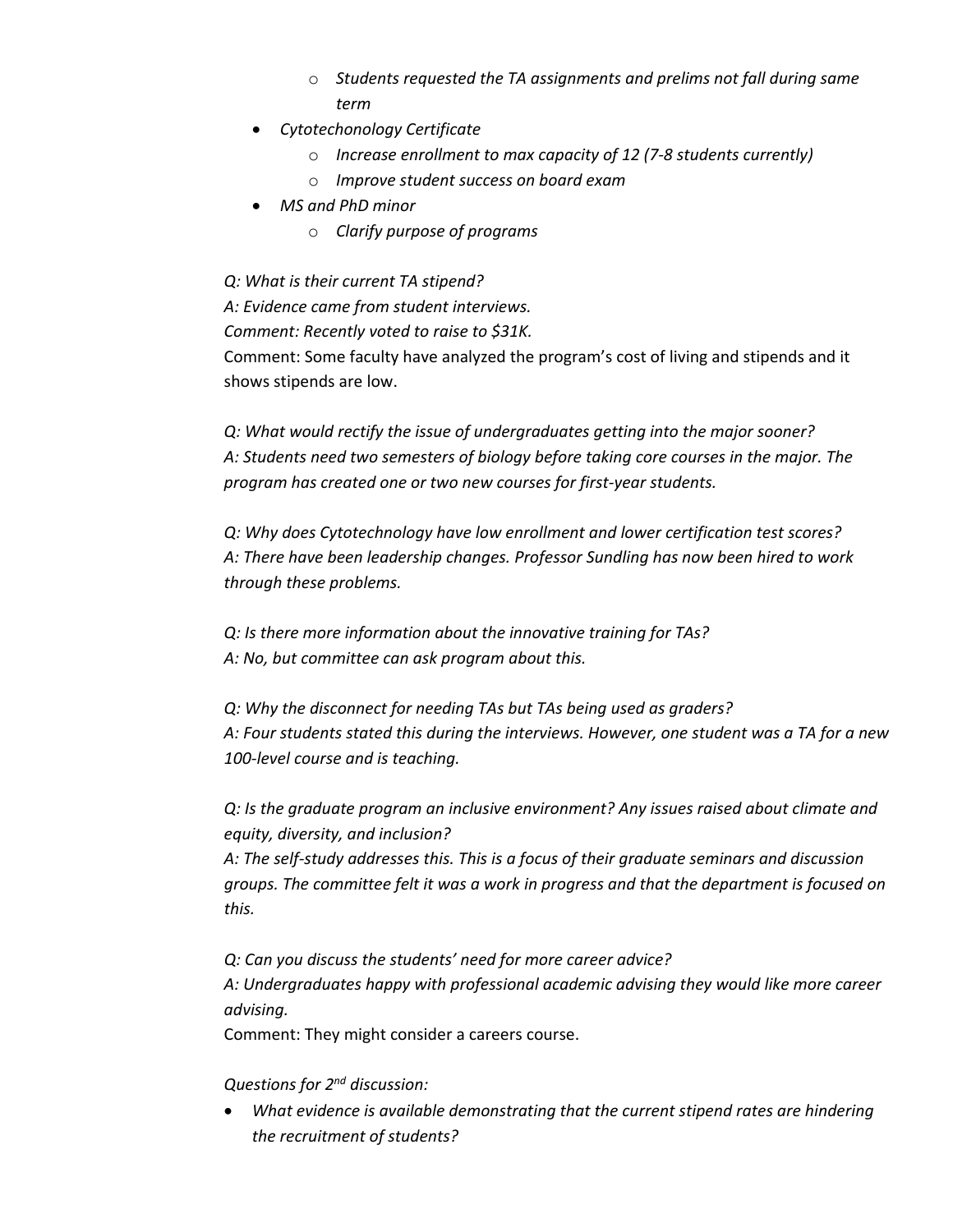- *Students requested the TA assignments and prelims not fall during same term*

- *Cytotechonology Certificate*
  - *Increase enrollment to max capacity of 12 (7-8 students currently)*
  - *Improve student success on board exam*
- *MS and PhD minor*
  - *Clarify purpose of programs*

*Q: What is their current TA stipend?*
*A: Evidence came from student interviews.*
*Comment: Recently voted to raise to $31K.*
Comment: Some faculty have analyzed the program's cost of living and stipends and it shows stipends are low.

*Q: What would rectify the issue of undergraduates getting into the major sooner?*
*A: Students need two semesters of biology before taking core courses in the major. The program has created one or two new courses for first-year students.*

*Q: Why does Cytotechnology have low enrollment and lower certification test scores?*
*A: There have been leadership changes. Professor Sundling has now been hired to work through these problems.*

*Q: Is there more information about the innovative training for TAs?*
*A: No, but committee can ask program about this.*

*Q: Why the disconnect for needing TAs but TAs being used as graders?*
*A: Four students stated this during the interviews. However, one student was a TA for a new 100-level course and is teaching.*

*Q: Is the graduate program an inclusive environment? Any issues raised about climate and equity, diversity, and inclusion?*
*A: The self-study addresses this. This is a focus of their graduate seminars and discussion groups. The committee felt it was a work in progress and that the department is focused on this.*

*Q: Can you discuss the students' need for more career advice?*
*A: Undergraduates happy with professional academic advising they would like more career advising.*
Comment: They might consider a careers course.

*Questions for 2nd discussion:*

- *What evidence is available demonstrating that the current stipend rates are hindering the recruitment of students?*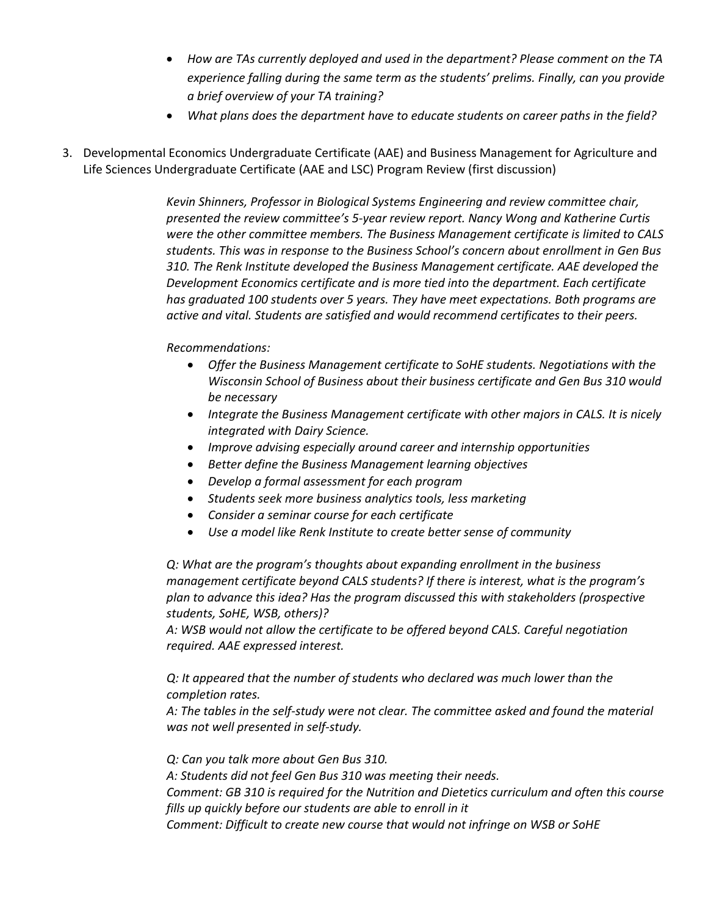- *How are TAs currently deployed and used in the department? Please comment on the TA experience falling during the same term as the students' prelims. Finally, can you provide a brief overview of your TA training?*
- *What plans does the department have to educate students on career paths in the field?*

3. Developmental Economics Undergraduate Certificate (AAE) and Business Management for Agriculture and Life Sciences Undergraduate Certificate (AAE and LSC) Program Review (first discussion)

*Kevin Shinners, Professor in Biological Systems Engineering and review committee chair, presented the review committee's 5-year review report. Nancy Wong and Katherine Curtis were the other committee members. The Business Management certificate is limited to CALS students. This was in response to the Business School's concern about enrollment in Gen Bus 310. The Renk Institute developed the Business Management certificate. AAE developed the Development Economics certificate and is more tied into the department. Each certificate has graduated 100 students over 5 years. They have meet expectations. Both programs are active and vital. Students are satisfied and would recommend certificates to their peers.*

*Recommendations:*

- *Offer the Business Management certificate to SoHE students. Negotiations with the Wisconsin School of Business about their business certificate and Gen Bus 310 would be necessary*
- *Integrate the Business Management certificate with other majors in CALS. It is nicely integrated with Dairy Science.*
- *Improve advising especially around career and internship opportunities*
- *Better define the Business Management learning objectives*
- *Develop a formal assessment for each program*
- *Students seek more business analytics tools, less marketing*
- *Consider a seminar course for each certificate*
- *Use a model like Renk Institute to create better sense of community*

*Q: What are the program's thoughts about expanding enrollment in the business management certificate beyond CALS students? If there is interest, what is the program's plan to advance this idea? Has the program discussed this with stakeholders (prospective students, SoHE, WSB, others)?*
*A: WSB would not allow the certificate to be offered beyond CALS. Careful negotiation required. AAE expressed interest.*

*Q: It appeared that the number of students who declared was much lower than the completion rates.*
*A: The tables in the self-study were not clear. The committee asked and found the material was not well presented in self-study.*

*Q: Can you talk more about Gen Bus 310.*
*A: Students did not feel Gen Bus 310 was meeting their needs.*
*Comment: GB 310 is required for the Nutrition and Dietetics curriculum and often this course fills up quickly before our students are able to enroll in it*
*Comment: Difficult to create new course that would not infringe on WSB or SoHE*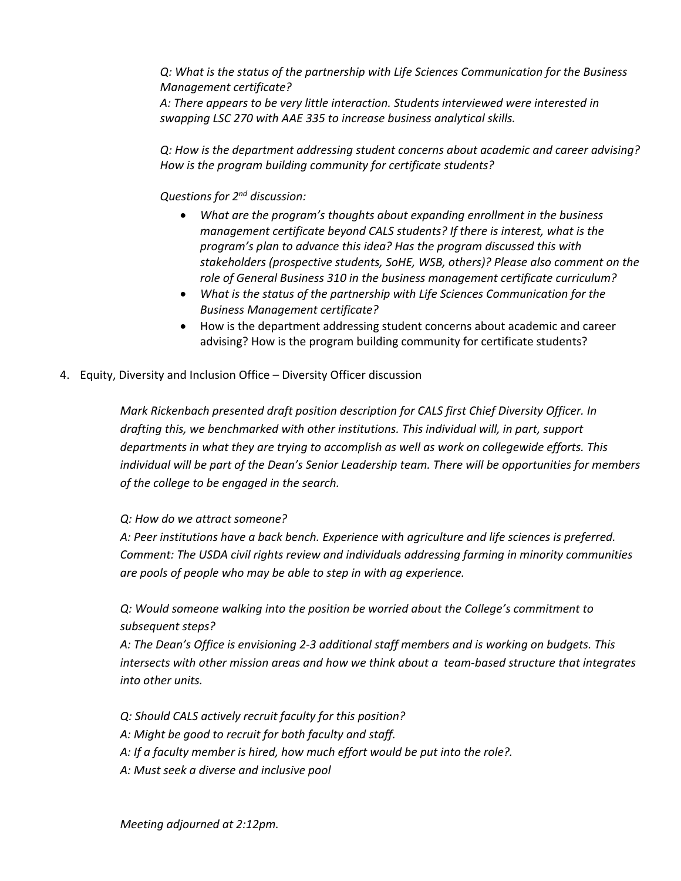*Q: What is the status of the partnership with Life Sciences Communication for the Business Management certificate?*
*A: There appears to be very little interaction. Students interviewed were interested in swapping LSC 270 with AAE 335 to increase business analytical skills.*

*Q: How is the department addressing student concerns about academic and career advising? How is the program building community for certificate students?*

*Questions for 2nd discussion:*

- *What are the program's thoughts about expanding enrollment in the business management certificate beyond CALS students? If there is interest, what is the program's plan to advance this idea? Has the program discussed this with stakeholders (prospective students, SoHE, WSB, others)? Please also comment on the role of General Business 310 in the business management certificate curriculum?*
- *What is the status of the partnership with Life Sciences Communication for the Business Management certificate?*
- How is the department addressing student concerns about academic and career advising? How is the program building community for certificate students?

4. Equity, Diversity and Inclusion Office – Diversity Officer discussion

*Mark Rickenbach presented draft position description for CALS first Chief Diversity Officer. In drafting this, we benchmarked with other institutions. This individual will, in part, support departments in what they are trying to accomplish as well as work on collegewide efforts. This individual will be part of the Dean's Senior Leadership team. There will be opportunities for members of the college to be engaged in the search.*

*Q: How do we attract someone?*
*A: Peer institutions have a back bench. Experience with agriculture and life sciences is preferred.*
*Comment: The USDA civil rights review and individuals addressing farming in minority communities are pools of people who may be able to step in with ag experience.*

*Q: Would someone walking into the position be worried about the College's commitment to subsequent steps?*
*A: The Dean's Office is envisioning 2-3 additional staff members and is working on budgets. This intersects with other mission areas and how we think about a team-based structure that integrates into other units.*

*Q: Should CALS actively recruit faculty for this position?*
*A: Might be good to recruit for both faculty and staff.*
*A: If a faculty member is hired, how much effort would be put into the role?.*
*A: Must seek a diverse and inclusive pool*

*Meeting adjourned at 2:12pm.*